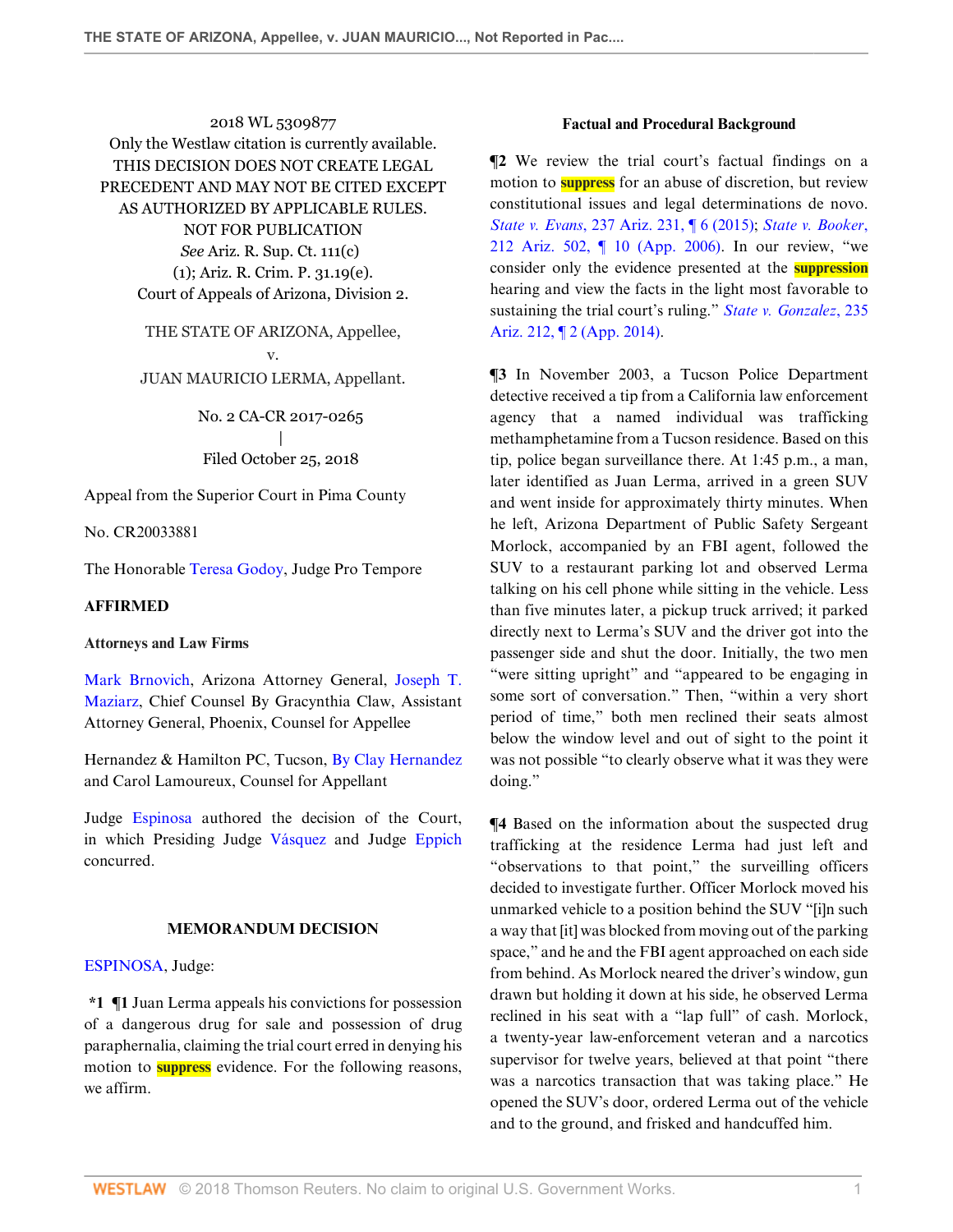2018 WL 5309877
Only the Westlaw citation is currently available.
THIS DECISION DOES NOT CREATE LEGAL PRECEDENT AND MAY NOT BE CITED EXCEPT AS AUTHORIZED BY APPLICABLE RULES.
NOT FOR PUBLICATION
*See* Ariz. R. Sup. Ct. 111(c)(1); Ariz. R. Crim. P. 31.19(e).
Court of Appeals of Arizona, Division 2.

THE STATE OF ARIZONA, Appellee,
v.
JUAN MAURICIO LERMA, Appellant.

No. 2 CA-CR 2017-0265
|
Filed October 25, 2018

Appeal from the Superior Court in Pima County

No. CR20033881

The Honorable Teresa Godoy, Judge Pro Tempore

**AFFIRMED**

**Attorneys and Law Firms**

Mark Brnovich, Arizona Attorney General, Joseph T. Maziarz, Chief Counsel By Gracynthia Claw, Assistant Attorney General, Phoenix, Counsel for Appellee

Hernandez & Hamilton PC, Tucson, By Clay Hernandez and Carol Lamoureux, Counsel for Appellant

Judge Espinosa authored the decision of the Court, in which Presiding Judge Vásquez and Judge Eppich concurred.

**MEMORANDUM DECISION**

ESPINOSA, Judge:

**\*1 ¶1** Juan Lerma appeals his convictions for possession of a dangerous drug for sale and possession of drug paraphernalia, claiming the trial court erred in denying his motion to suppress evidence. For the following reasons, we affirm.

**Factual and Procedural Background**

**¶2** We review the trial court's factual findings on a motion to suppress for an abuse of discretion, but review constitutional issues and legal determinations de novo. *State v. Evans*, 237 Ariz. 231, ¶ 6 (2015); *State v. Booker*, 212 Ariz. 502, ¶ 10 (App. 2006). In our review, "we consider only the evidence presented at the suppression hearing and view the facts in the light most favorable to sustaining the trial court's ruling." *State v. Gonzalez*, 235 Ariz. 212, ¶ 2 (App. 2014).

**¶3** In November 2003, a Tucson Police Department detective received a tip from a California law enforcement agency that a named individual was trafficking methamphetamine from a Tucson residence. Based on this tip, police began surveillance there. At 1:45 p.m., a man, later identified as Juan Lerma, arrived in a green SUV and went inside for approximately thirty minutes. When he left, Arizona Department of Public Safety Sergeant Morlock, accompanied by an FBI agent, followed the SUV to a restaurant parking lot and observed Lerma talking on his cell phone while sitting in the vehicle. Less than five minutes later, a pickup truck arrived; it parked directly next to Lerma's SUV and the driver got into the passenger side and shut the door. Initially, the two men "were sitting upright" and "appeared to be engaging in some sort of conversation." Then, "within a very short period of time," both men reclined their seats almost below the window level and out of sight to the point it was not possible "to clearly observe what it was they were doing."

**¶4** Based on the information about the suspected drug trafficking at the residence Lerma had just left and "observations to that point," the surveilling officers decided to investigate further. Officer Morlock moved his unmarked vehicle to a position behind the SUV "[i]n such a way that [it] was blocked from moving out of the parking space," and he and the FBI agent approached on each side from behind. As Morlock neared the driver's window, gun drawn but holding it down at his side, he observed Lerma reclined in his seat with a "lap full" of cash. Morlock, a twenty-year law-enforcement veteran and a narcotics supervisor for twelve years, believed at that point "there was a narcotics transaction that was taking place." He opened the SUV's door, ordered Lerma out of the vehicle and to the ground, and frisked and handcuffed him.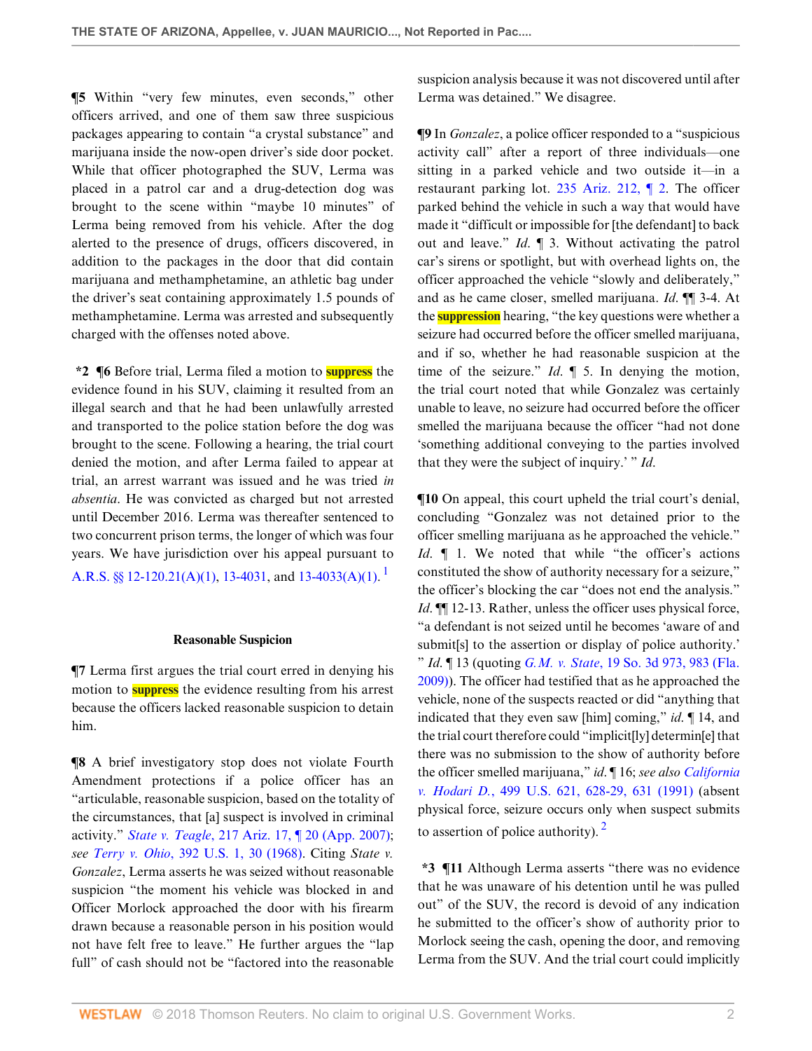**¶5** Within "very few minutes, even seconds," other officers arrived, and one of them saw three suspicious packages appearing to contain "a crystal substance" and marijuana inside the now-open driver's side door pocket. While that officer photographed the SUV, Lerma was placed in a patrol car and a drug-detection dog was brought to the scene within "maybe 10 minutes" of Lerma being removed from his vehicle. After the dog alerted to the presence of drugs, officers discovered, in addition to the packages in the door that did contain marijuana and methamphetamine, an athletic bag under the driver's seat containing approximately 1.5 pounds of methamphetamine. Lerma was arrested and subsequently charged with the offenses noted above.

**\*2 ¶6** Before trial, Lerma filed a motion to suppress the evidence found in his SUV, claiming it resulted from an illegal search and that he had been unlawfully arrested and transported to the police station before the dog was brought to the scene. Following a hearing, the trial court denied the motion, and after Lerma failed to appear at trial, an arrest warrant was issued and he was tried *in absentia*. He was convicted as charged but not arrested until December 2016. Lerma was thereafter sentenced to two concurrent prison terms, the longer of which was four years. We have jurisdiction over his appeal pursuant to A.R.S. §§ 12-120.21(A)(1), 13-4031, and 13-4033(A)(1). [1]

### Reasonable Suspicion

**¶7** Lerma first argues the trial court erred in denying his motion to suppress the evidence resulting from his arrest because the officers lacked reasonable suspicion to detain him.

**¶8** A brief investigatory stop does not violate Fourth Amendment protections if a police officer has an "articulable, reasonable suspicion, based on the totality of the circumstances, that [a] suspect is involved in criminal activity." *State v. Teagle*, 217 Ariz. 17, ¶ 20 (App. 2007); *see Terry v. Ohio*, 392 U.S. 1, 30 (1968). Citing *State v. Gonzalez*, Lerma asserts he was seized without reasonable suspicion "the moment his vehicle was blocked in and Officer Morlock approached the door with his firearm drawn because a reasonable person in his position would not have felt free to leave." He further argues the "lap full" of cash should not be "factored into the reasonable suspicion analysis because it was not discovered until after Lerma was detained." We disagree.

**¶9** In *Gonzalez*, a police officer responded to a "suspicious activity call" after a report of three individuals—one sitting in a parked vehicle and two outside it—in a restaurant parking lot. 235 Ariz. 212, ¶ 2. The officer parked behind the vehicle in such a way that would have made it "difficult or impossible for [the defendant] to back out and leave." *Id.* ¶ 3. Without activating the patrol car's sirens or spotlight, but with overhead lights on, the officer approached the vehicle "slowly and deliberately," and as he came closer, smelled marijuana. *Id.* ¶¶ 3-4. At the suppression hearing, "the key questions were whether a seizure had occurred before the officer smelled marijuana, and if so, whether he had reasonable suspicion at the time of the seizure." *Id.* ¶ 5. In denying the motion, the trial court noted that while Gonzalez was certainly unable to leave, no seizure had occurred before the officer smelled the marijuana because the officer "had not done 'something additional conveying to the parties involved that they were the subject of inquiry.' " *Id.*

**¶10** On appeal, this court upheld the trial court's denial, concluding "Gonzalez was not detained prior to the officer smelling marijuana as he approached the vehicle." *Id.* ¶ 1. We noted that while "the officer's actions constituted the show of authority necessary for a seizure," the officer's blocking the car "does not end the analysis." *Id.* ¶¶ 12-13. Rather, unless the officer uses physical force, "a defendant is not seized until he becomes 'aware of and submit[s] to the assertion or display of police authority.' " *Id.* ¶ 13 (quoting *G.M. v. State*, 19 So. 3d 973, 983 (Fla. 2009)). The officer had testified that as he approached the vehicle, none of the suspects reacted or did "anything that indicated that they even saw [him] coming," *id.* ¶ 14, and the trial court therefore could "implicit[ly] determin[e] that there was no submission to the show of authority before the officer smelled marijuana," *id.* ¶ 16; *see also California v. Hodari D.*, 499 U.S. 621, 628-29, 631 (1991) (absent physical force, seizure occurs only when suspect submits to assertion of police authority). [2]

**\*3 ¶11** Although Lerma asserts "there was no evidence that he was unaware of his detention until he was pulled out" of the SUV, the record is devoid of any indication he submitted to the officer's show of authority prior to Morlock seeing the cash, opening the door, and removing Lerma from the SUV. And the trial court could implicitly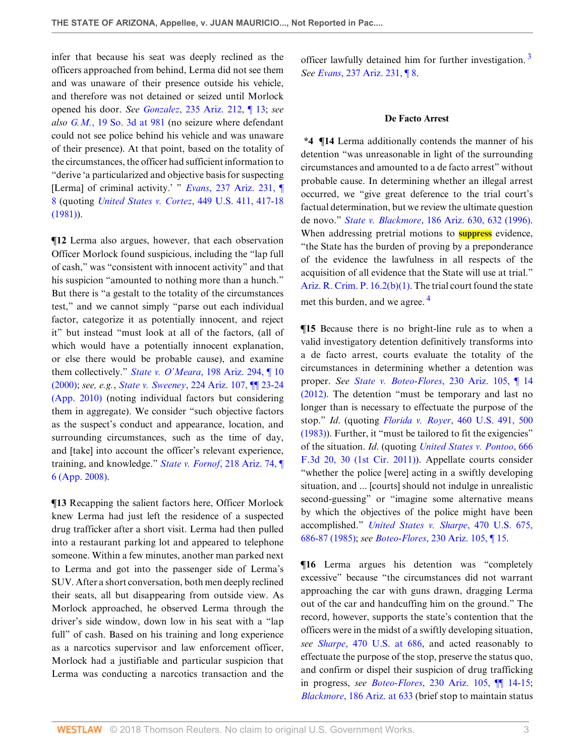infer that because his seat was deeply reclined as the officers approached from behind, Lerma did not see them and was unaware of their presence outside his vehicle, and therefore was not detained or seized until Morlock opened his door. *See Gonzalez*, 235 Ariz. 212, ¶ 13; *see also G.M.*, 19 So. 3d at 981 (no seizure where defendant could not see police behind his vehicle and was unaware of their presence). At that point, based on the totality of the circumstances, the officer had sufficient information to "derive 'a particularized and objective basis for suspecting [Lerma] of criminal activity.' " *Evans*, 237 Ariz. 231, ¶ 8 (quoting *United States v. Cortez*, 449 U.S. 411, 417-18 (1981)).

**¶12** Lerma also argues, however, that each observation Officer Morlock found suspicious, including the "lap full of cash," was "consistent with innocent activity" and that his suspicion "amounted to nothing more than a hunch." But there is "a gestalt to the totality of the circumstances test," and we cannot simply "parse out each individual factor, categorize it as potentially innocent, and reject it" but instead "must look at all of the factors, (all of which would have a potentially innocent explanation, or else there would be probable cause), and examine them collectively." *State v. O'Meara*, 198 Ariz. 294, ¶ 10 (2000); *see, e.g.*, *State v. Sweeney*, 224 Ariz. 107, ¶¶ 23-24 (App. 2010) (noting individual factors but considering them in aggregate). We consider "such objective factors as the suspect's conduct and appearance, location, and surrounding circumstances, such as the time of day, and [take] into account the officer's relevant experience, training, and knowledge." *State v. Fornof*, 218 Ariz. 74, ¶ 6 (App. 2008).

**¶13** Recapping the salient factors here, Officer Morlock knew Lerma had just left the residence of a suspected drug trafficker after a short visit. Lerma had then pulled into a restaurant parking lot and appeared to telephone someone. Within a few minutes, another man parked next to Lerma and got into the passenger side of Lerma's SUV. After a short conversation, both men deeply reclined their seats, all but disappearing from outside view. As Morlock approached, he observed Lerma through the driver's side window, down low in his seat with a "lap full" of cash. Based on his training and long experience as a narcotics supervisor and law enforcement officer, Morlock had a justifiable and particular suspicion that Lerma was conducting a narcotics transaction and the officer lawfully detained him for further investigation. [3] *See Evans*, 237 Ariz. 231, ¶ 8.

## De Facto Arrest

**\*4 ¶14** Lerma additionally contends the manner of his detention "was unreasonable in light of the surrounding circumstances and amounted to a de facto arrest" without probable cause. In determining whether an illegal arrest occurred, we "give great deference to the trial court's factual determination, but we review the ultimate question de novo." *State v. Blackmore*, 186 Ariz. 630, 632 (1996). When addressing pretrial motions to suppress evidence, "the State has the burden of proving by a preponderance of the evidence the lawfulness in all respects of the acquisition of all evidence that the State will use at trial." Ariz. R. Crim. P. 16.2(b)(1). The trial court found the state met this burden, and we agree. [4]

**¶15** Because there is no bright-line rule as to when a valid investigatory detention definitively transforms into a de facto arrest, courts evaluate the totality of the circumstances in determining whether a detention was proper. *See State v. Boteo-Flores*, 230 Ariz. 105, ¶ 14 (2012). The detention "must be temporary and last no longer than is necessary to effectuate the purpose of the stop." *Id.* (quoting *Florida v. Royer*, 460 U.S. 491, 500 (1983)). Further, it "must be tailored to fit the exigencies" of the situation. *Id.* (quoting *United States v. Pontoo*, 666 F.3d 20, 30 (1st Cir. 2011)). Appellate courts consider "whether the police [were] acting in a swiftly developing situation, and ... [courts] should not indulge in unrealistic second-guessing" or "imagine some alternative means by which the objectives of the police might have been accomplished." *United States v. Sharpe*, 470 U.S. 675, 686-87 (1985); *see Boteo-Flores*, 230 Ariz. 105, ¶ 15.

**¶16** Lerma argues his detention was "completely excessive" because "the circumstances did not warrant approaching the car with guns drawn, dragging Lerma out of the car and handcuffing him on the ground." The record, however, supports the state's contention that the officers were in the midst of a swiftly developing situation, *see Sharpe*, 470 U.S. at 686, and acted reasonably to effectuate the purpose of the stop, preserve the status quo, and confirm or dispel their suspicion of drug trafficking in progress, *see Boteo-Flores*, 230 Ariz. 105, ¶¶ 14-15; *Blackmore*, 186 Ariz. at 633 (brief stop to maintain status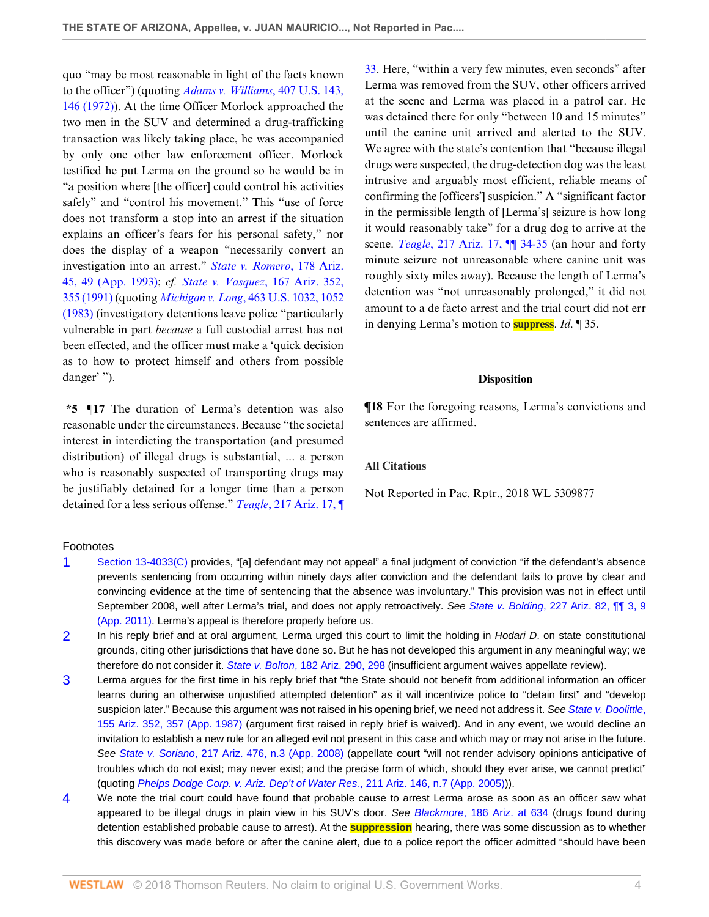quo "may be most reasonable in light of the facts known to the officer") (quoting *Adams v. Williams*, 407 U.S. 143, 146 (1972)). At the time Officer Morlock approached the two men in the SUV and determined a drug-trafficking transaction was likely taking place, he was accompanied by only one other law enforcement officer. Morlock testified he put Lerma on the ground so he would be in "a position where [the officer] could control his activities safely" and "control his movement." This "use of force does not transform a stop into an arrest if the situation explains an officer's fears for his personal safety," nor does the display of a weapon "necessarily convert an investigation into an arrest." *State v. Romero*, 178 Ariz. 45, 49 (App. 1993); *cf. State v. Vasquez*, 167 Ariz. 352, 355 (1991) (quoting *Michigan v. Long*, 463 U.S. 1032, 1052 (1983) (investigatory detentions leave police "particularly vulnerable in part *because* a full custodial arrest has not been effected, and the officer must make a 'quick decision as to how to protect himself and others from possible danger' ").

**\*5 ¶17** The duration of Lerma's detention was also reasonable under the circumstances. Because "the societal interest in interdicting the transportation (and presumed distribution) of illegal drugs is substantial, ... a person who is reasonably suspected of transporting drugs may be justifiably detained for a longer time than a person detained for a less serious offense." *Teagle*, 217 Ariz. 17, ¶ 33. Here, "within a very few minutes, even seconds" after Lerma was removed from the SUV, other officers arrived at the scene and Lerma was placed in a patrol car. He was detained there for only "between 10 and 15 minutes" until the canine unit arrived and alerted to the SUV. We agree with the state's contention that "because illegal drugs were suspected, the drug-detection dog was the least intrusive and arguably most efficient, reliable means of confirming the [officers'] suspicion." A "significant factor in the permissible length of [Lerma's] seizure is how long it would reasonably take" for a drug dog to arrive at the scene. *Teagle*, 217 Ariz. 17, ¶¶ 34-35 (an hour and forty minute seizure not unreasonable where canine unit was roughly sixty miles away). Because the length of Lerma's detention was "not unreasonably prolonged," it did not amount to a de facto arrest and the trial court did not err in denying Lerma's motion to suppress. *Id.* ¶ 35.

### Disposition

**¶18** For the foregoing reasons, Lerma's convictions and sentences are affirmed.

### All Citations

Not Reported in Pac. Rptr., 2018 WL 5309877

## Footnotes

1. Section 13-4033(C) provides, "[a] defendant may not appeal" a final judgment of conviction "if the defendant's absence prevents sentencing from occurring within ninety days after conviction and the defendant fails to prove by clear and convincing evidence at the time of sentencing that the absence was involuntary." This provision was not in effect until September 2008, well after Lerma's trial, and does not apply retroactively. *See State v. Bolding*, 227 Ariz. 82, ¶¶ 3, 9 (App. 2011). Lerma's appeal is therefore properly before us.

2. In his reply brief and at oral argument, Lerma urged this court to limit the holding in *Hodari D*. on state constitutional grounds, citing other jurisdictions that have done so. But he has not developed this argument in any meaningful way; we therefore do not consider it. *State v. Bolton*, 182 Ariz. 290, 298 (insufficient argument waives appellate review).

3. Lerma argues for the first time in his reply brief that "the State should not benefit from additional information an officer learns during an otherwise unjustified attempted detention" as it will incentivize police to "detain first" and "develop suspicion later." Because this argument was not raised in his opening brief, we need not address it. *See State v. Doolittle*, 155 Ariz. 352, 357 (App. 1987) (argument first raised in reply brief is waived). And in any event, we would decline an invitation to establish a new rule for an alleged evil not present in this case and which may or may not arise in the future. *See State v. Soriano*, 217 Ariz. 476, n.3 (App. 2008) (appellate court "will not render advisory opinions anticipative of troubles which do not exist; may never exist; and the precise form of which, should they ever arise, we cannot predict" (quoting *Phelps Dodge Corp. v. Ariz. Dep't of Water Res.*, 211 Ariz. 146, n.7 (App. 2005))).

4. We note the trial court could have found that probable cause to arrest Lerma arose as soon as an officer saw what appeared to be illegal drugs in plain view in his SUV's door. *See Blackmore*, 186 Ariz. at 634 (drugs found during detention established probable cause to arrest). At the suppression hearing, there was some discussion as to whether this discovery was made before or after the canine alert, due to a police report the officer admitted "should have been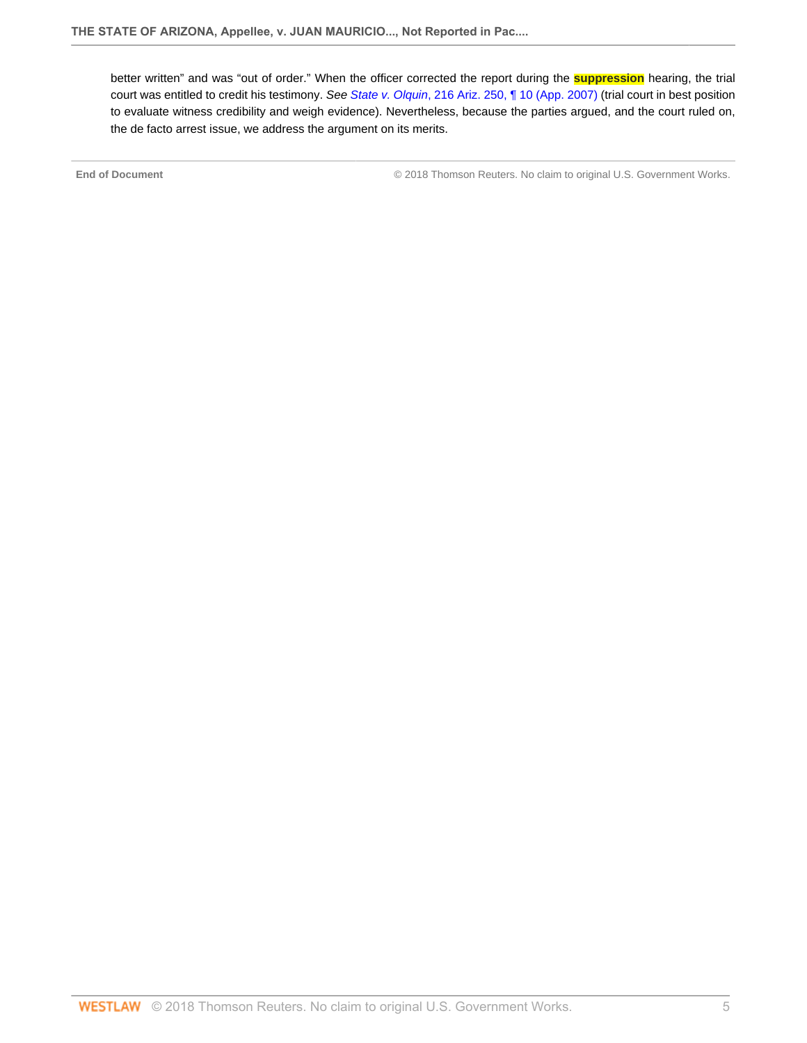better written" and was "out of order." When the officer corrected the report during the **suppression** hearing, the trial court was entitled to credit his testimony. *See State v. Olquin*, 216 Ariz. 250, ¶ 10 (App. 2007) (trial court in best position to evaluate witness credibility and weigh evidence). Nevertheless, because the parties argued, and the court ruled on, the de facto arrest issue, we address the argument on its merits.

**End of Document** © 2018 Thomson Reuters. No claim to original U.S. Government Works.